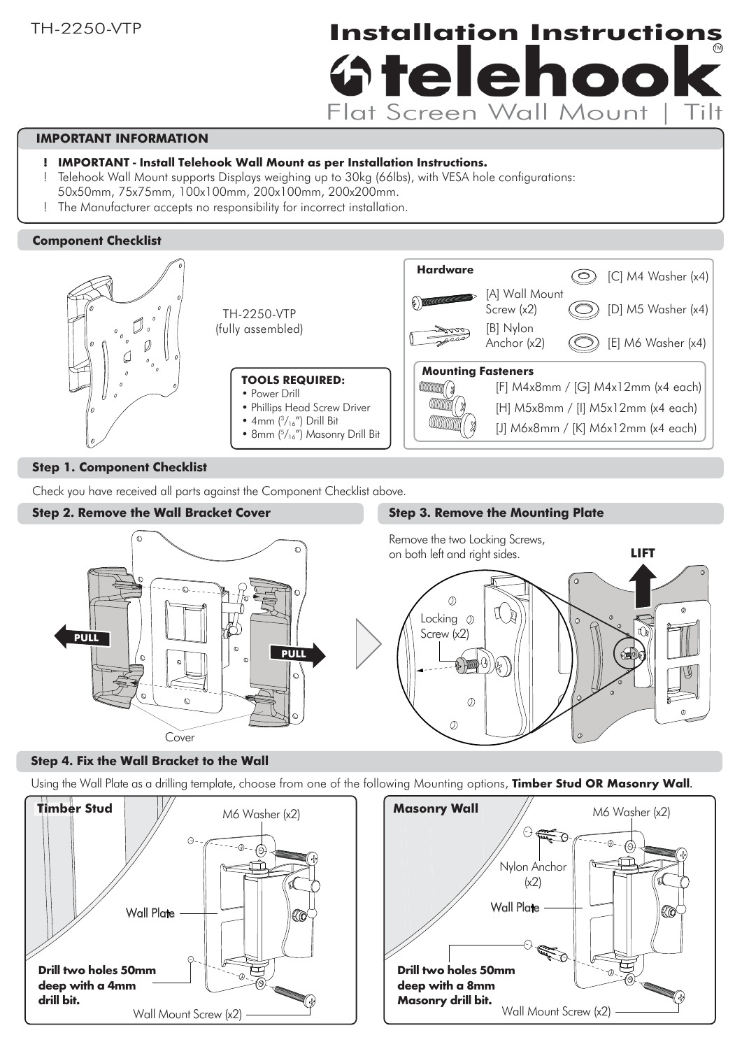TH-2250-VTP

# Installation Instructions

# telehook

Flat Screen Wall Mount | Tilt

## IMPORTANT INFORMATION

- **! IMPORTANT - Install Telehook Wall Mount as per Installation Instructions.**
- ! Telehook Wall Mount supports Displays weighing up to 30kg (66lbs), with VESA hole configurations: 50x50mm, 75x75mm, 100x100mm, 200x100mm, 200x200mm.
- ! The Manufacturer accepts no responsibility for incorrect installation.

## Component Checklist

TH-2250-VTP (fully assembled)

**TOOLS REQUIRED:**

- Power Drill
- Phillips Head Screw Driver
- 4mm ($^3/_{16}$") Drill Bit
- 8mm ($^5/_{16}$") Masonry Drill Bit

**Hardware**

- [A] Wall Mount Screw (x2)
- [B] Nylon Anchor (x2)
- [C] M4 Washer (x4)
- [D] M5 Washer (x4)
- [E] M6 Washer (x4)

**Mounting Fasteners**

- [F] M4x8mm / [G] M4x12mm (x4 each)
- [H] M5x8mm / [I] M5x12mm (x4 each)
- [J] M6x8mm / [K] M6x12mm (x4 each)

## Step 1. Component Checklist

Check you have received all parts against the Component Checklist above.

## Step 2. Remove the Wall Bracket Cover

PULL

PULL

Cover

## Step 3. Remove the Mounting Plate

Remove the two Locking Screws, on both left and right sides.

LIFT

Locking Screw (x2)

## Step 4. Fix the Wall Bracket to the Wall

Using the Wall Plate as a drilling template, choose from one of the following Mounting options, **Timber Stud OR Masonry Wall**.

**Timber Stud**

M6 Washer (x2)

Wall Plate

**Drill two holes 50mm deep with a 4mm drill bit.**

Wall Mount Screw (x2)

**Masonry Wall**

M6 Washer (x2)

Nylon Anchor (x2)

Wall Plate

**Drill two holes 50mm deep with a 8mm Masonry drill bit.**

Wall Mount Screw (x2)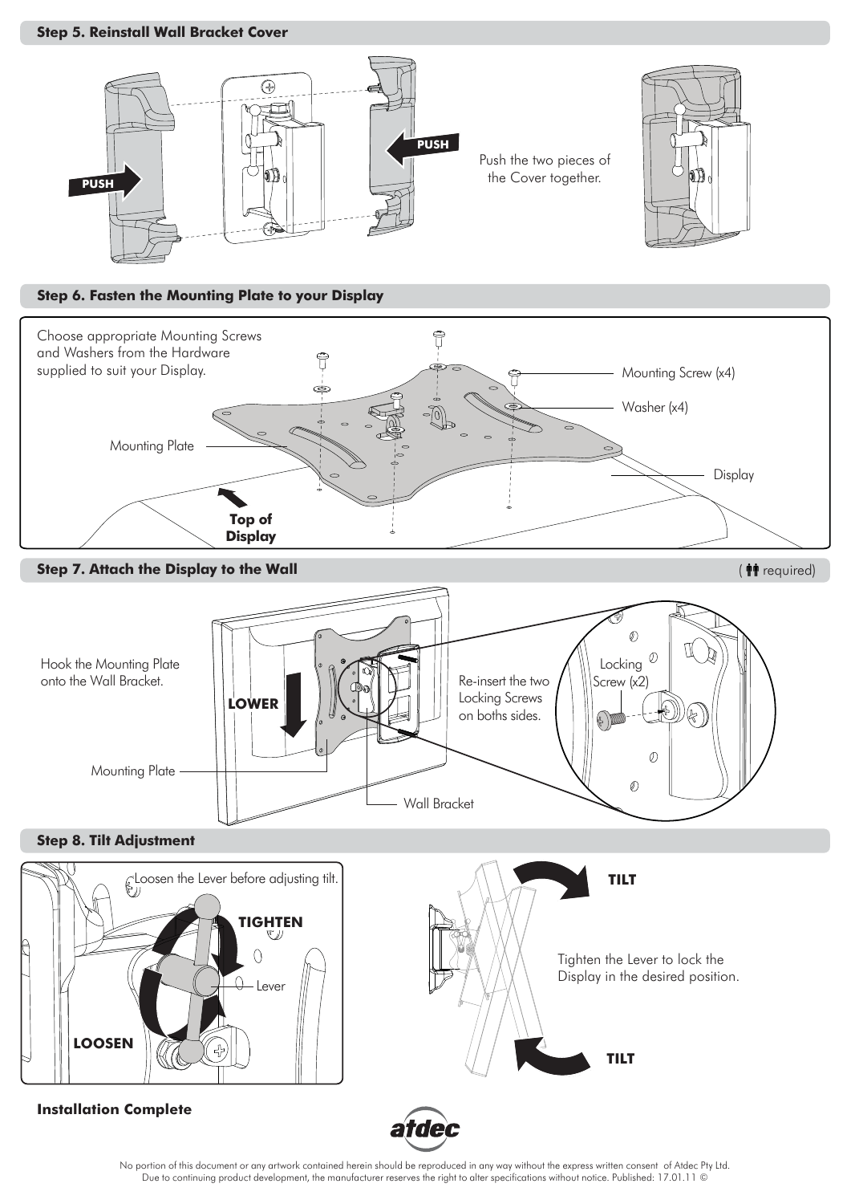## Step 5. Reinstall Wall Bracket Cover

PUSH

PUSH

Push the two pieces of the Cover together.

## Step 6. Fasten the Mounting Plate to your Display

Choose appropriate Mounting Screws and Washers from the Hardware supplied to suit your Display.

Mounting Screw (x4)

Washer (x4)

Mounting Plate

Display

**Top of Display**

## Step 7. Attach the Display to the Wall

( required)

Hook the Mounting Plate onto the Wall Bracket.

**LOWER**

Mounting Plate

Re-insert the two Locking Screws on boths sides.

Wall Bracket

Locking Screw (x2)

## Step 8. Tilt Adjustment

Loosen the Lever before adjusting tilt.

**TIGHTEN**

Lever

**LOOSEN**

**TILT**

Tighten the Lever to lock the Display in the desired position.

**TILT**

**Installation Complete**

atdec

No portion of this document or any artwork contained herein should be reproduced in any way without the express written consent of Atdec Pty Ltd. Due to continuing product development, the manufacturer reserves the right to alter specifications without notice. Published: 17.01.11 ©